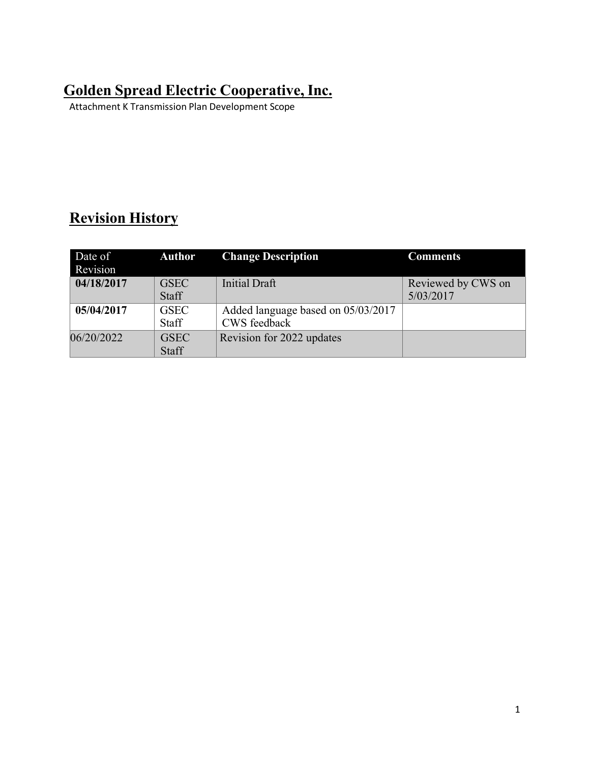# Golden Spread Electric Cooperative, Inc.

Attachment K Transmission Plan Development Scope

## Revision History

| Date of Revision | Author | Change Description | Comments |
|---|---|---|---|
| **04/18/2017** | GSEC Staff | Initial Draft | Reviewed by CWS on 5/03/2017 |
| **05/04/2017** | GSEC Staff | Added language based on 05/03/2017 CWS feedback | |
| 06/20/2022 | GSEC Staff | Revision for 2022 updates | |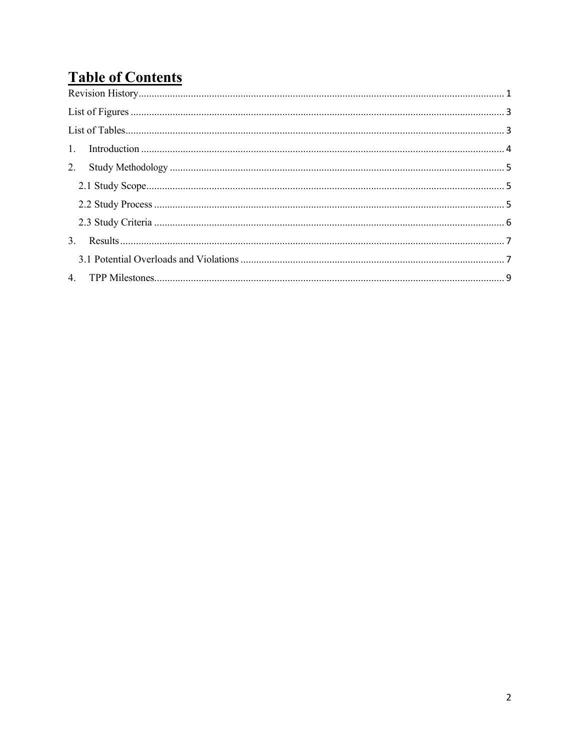# Table of Contents

Revision History ........................................................................................................................................ 1

List of Figures ............................................................................................................................................ 3

List of Tables .............................................................................................................................................. 3

1. Introduction ........................................................................................................................................ 4

2. Study Methodology ............................................................................................................................. 5

   2.1 Study Scope ...................................................................................................................................... 5

   2.2 Study Process ................................................................................................................................... 5

   2.3 Study Criteria ................................................................................................................................... 6

3. Results ................................................................................................................................................. 7

   3.1 Potential Overloads and Violations ................................................................................................... 7

4. TPP Milestones .................................................................................................................................... 9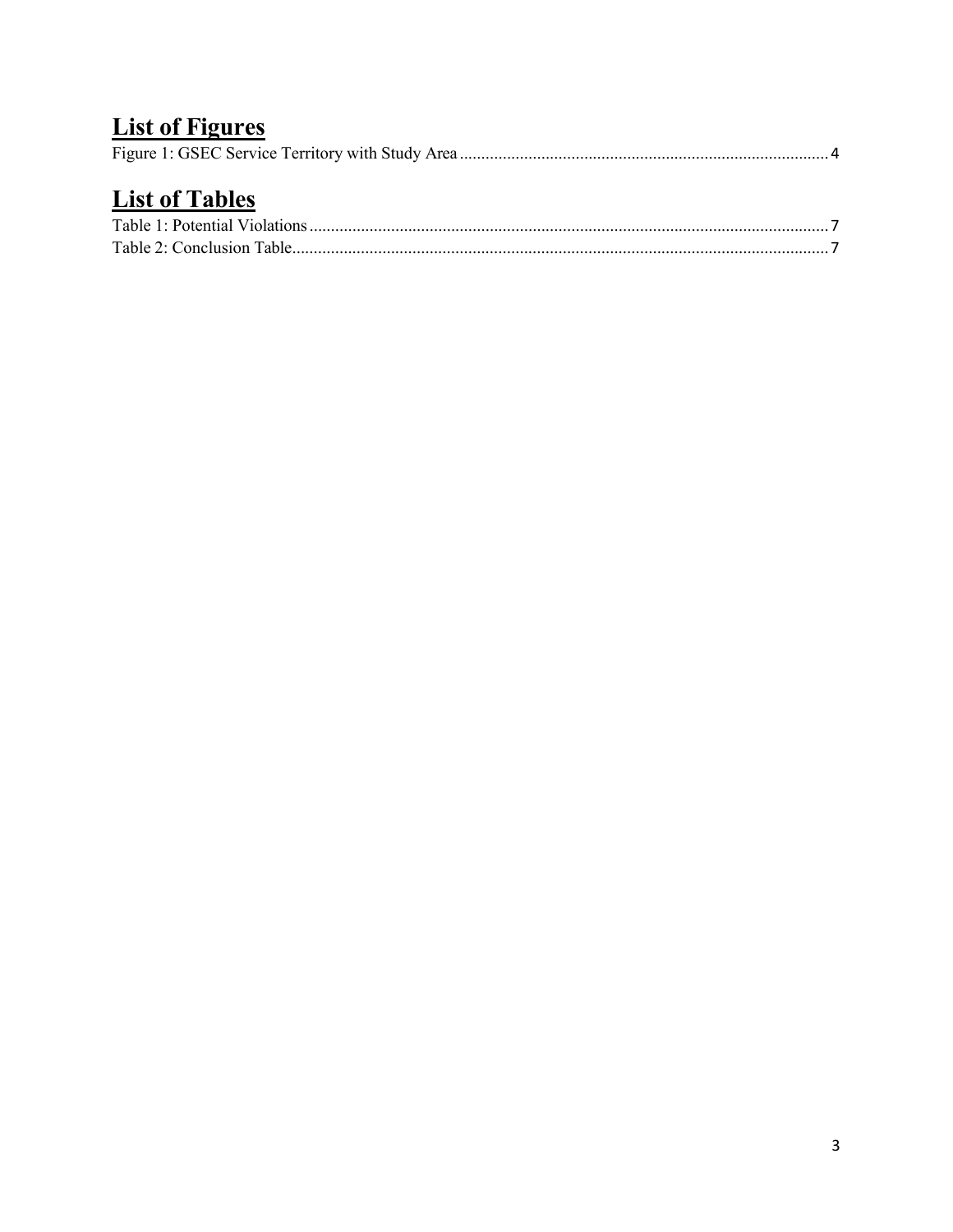## List of Figures

Figure 1: GSEC Service Territory with Study Area ........................................................................................ 4

## List of Tables

Table 1: Potential Violations ........................................................................................................................ 7

Table 2: Conclusion Table............................................................................................................................ 7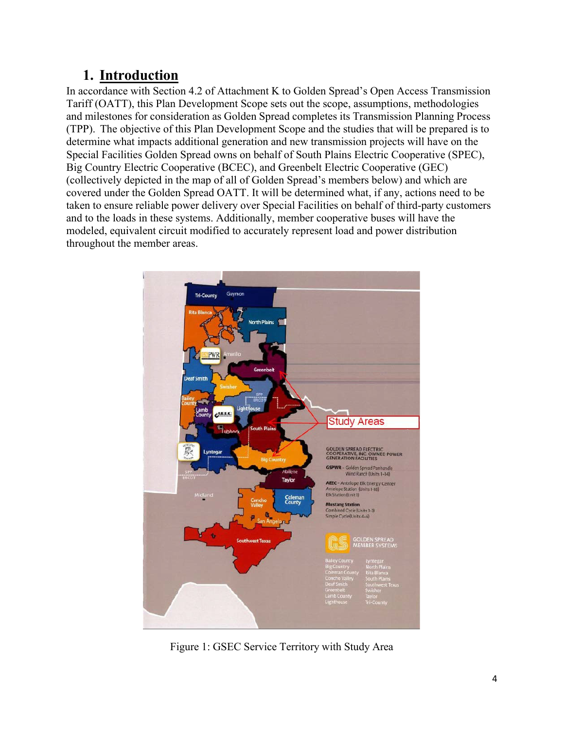# 1. Introduction

In accordance with Section 4.2 of Attachment K to Golden Spread's Open Access Transmission Tariff (OATT), this Plan Development Scope sets out the scope, assumptions, methodologies and milestones for consideration as Golden Spread completes its Transmission Planning Process (TPP). The objective of this Plan Development Scope and the studies that will be prepared is to determine what impacts additional generation and new transmission projects will have on the Special Facilities Golden Spread owns on behalf of South Plains Electric Cooperative (SPEC), Big Country Electric Cooperative (BCEC), and Greenbelt Electric Cooperative (GEC) (collectively depicted in the map of all of Golden Spread's members below) and which are covered under the Golden Spread OATT. It will be determined what, if any, actions need to be taken to ensure reliable power delivery over Special Facilities on behalf of third-party customers and to the loads in these systems. Additionally, member cooperative buses will have the modeled, equivalent circuit modified to accurately represent load and power distribution throughout the member areas.

Figure 1: GSEC Service Territory with Study Area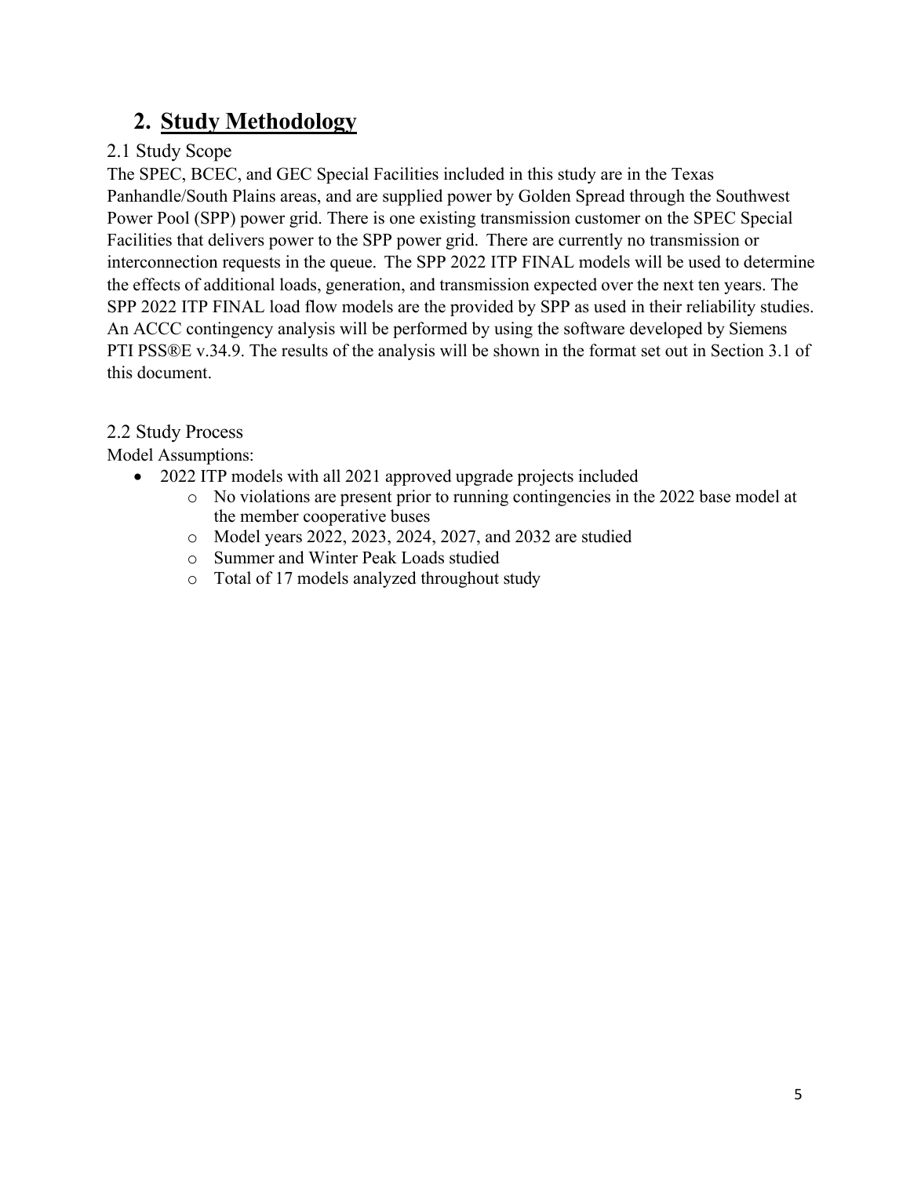# 2. Study Methodology

## 2.1 Study Scope

The SPEC, BCEC, and GEC Special Facilities included in this study are in the Texas Panhandle/South Plains areas, and are supplied power by Golden Spread through the Southwest Power Pool (SPP) power grid. There is one existing transmission customer on the SPEC Special Facilities that delivers power to the SPP power grid. There are currently no transmission or interconnection requests in the queue. The SPP 2022 ITP FINAL models will be used to determine the effects of additional loads, generation, and transmission expected over the next ten years. The SPP 2022 ITP FINAL load flow models are the provided by SPP as used in their reliability studies. An ACCC contingency analysis will be performed by using the software developed by Siemens PTI PSS®E v.34.9. The results of the analysis will be shown in the format set out in Section 3.1 of this document.

## 2.2 Study Process

Model Assumptions:

- 2022 ITP models with all 2021 approved upgrade projects included
  - No violations are present prior to running contingencies in the 2022 base model at the member cooperative buses
  - Model years 2022, 2023, 2024, 2027, and 2032 are studied
  - Summer and Winter Peak Loads studied
  - Total of 17 models analyzed throughout study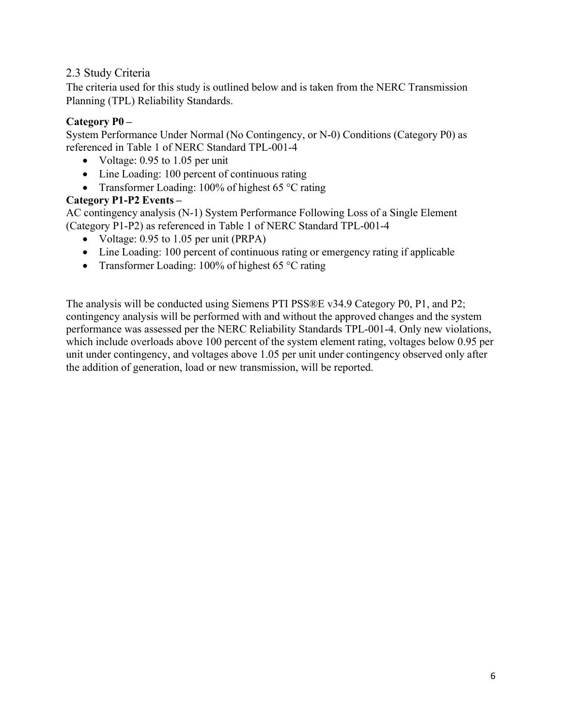## 2.3 Study Criteria

The criteria used for this study is outlined below and is taken from the NERC Transmission Planning (TPL) Reliability Standards.

**Category P0 –**

System Performance Under Normal (No Contingency, or N-0) Conditions (Category P0) as referenced in Table 1 of NERC Standard TPL-001-4

- Voltage: 0.95 to 1.05 per unit
- Line Loading: 100 percent of continuous rating
- Transformer Loading: 100% of highest 65 °C rating

**Category P1-P2 Events –**

AC contingency analysis (N-1) System Performance Following Loss of a Single Element (Category P1-P2) as referenced in Table 1 of NERC Standard TPL-001-4

- Voltage: 0.95 to 1.05 per unit (PRPA)
- Line Loading: 100 percent of continuous rating or emergency rating if applicable
- Transformer Loading: 100% of highest 65 °C rating

The analysis will be conducted using Siemens PTI PSS®E v34.9 Category P0, P1, and P2; contingency analysis will be performed with and without the approved changes and the system performance was assessed per the NERC Reliability Standards TPL-001-4. Only new violations, which include overloads above 100 percent of the system element rating, voltages below 0.95 per unit under contingency, and voltages above 1.05 per unit under contingency observed only after the addition of generation, load or new transmission, will be reported.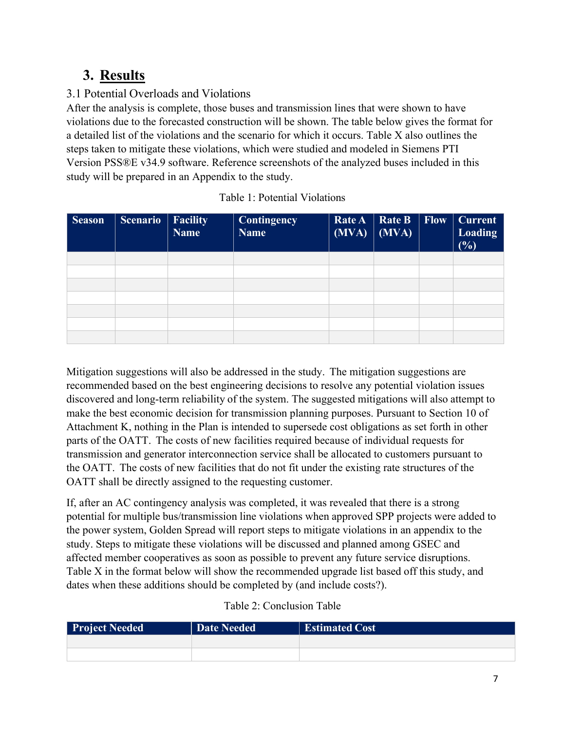# 3. Results

## 3.1 Potential Overloads and Violations

After the analysis is complete, those buses and transmission lines that were shown to have violations due to the forecasted construction will be shown. The table below gives the format for a detailed list of the violations and the scenario for which it occurs. Table X also outlines the steps taken to mitigate these violations, which were studied and modeled in Siemens PTI Version PSS®E v34.9 software. Reference screenshots of the analyzed buses included in this study will be prepared in an Appendix to the study.

Table 1: Potential Violations

| Season | Scenario | Facility Name | Contingency Name | Rate A (MVA) | Rate B (MVA) | Flow | Current Loading (%) |
|---|---|---|---|---|---|---|---|
| | | | | | | | |
| | | | | | | | |
| | | | | | | | |
| | | | | | | | |
| | | | | | | | |
| | | | | | | | |
| | | | | | | | |

Mitigation suggestions will also be addressed in the study. The mitigation suggestions are recommended based on the best engineering decisions to resolve any potential violation issues discovered and long-term reliability of the system. The suggested mitigations will also attempt to make the best economic decision for transmission planning purposes. Pursuant to Section 10 of Attachment K, nothing in the Plan is intended to supersede cost obligations as set forth in other parts of the OATT. The costs of new facilities required because of individual requests for transmission and generator interconnection service shall be allocated to customers pursuant to the OATT. The costs of new facilities that do not fit under the existing rate structures of the OATT shall be directly assigned to the requesting customer.

If, after an AC contingency analysis was completed, it was revealed that there is a strong potential for multiple bus/transmission line violations when approved SPP projects were added to the power system, Golden Spread will report steps to mitigate violations in an appendix to the study. Steps to mitigate these violations will be discussed and planned among GSEC and affected member cooperatives as soon as possible to prevent any future service disruptions. Table X in the format below will show the recommended upgrade list based off this study, and dates when these additions should be completed by (and include costs?).

Table 2: Conclusion Table

| Project Needed | Date Needed | Estimated Cost |
|---|---|---|
| | | |
| | | |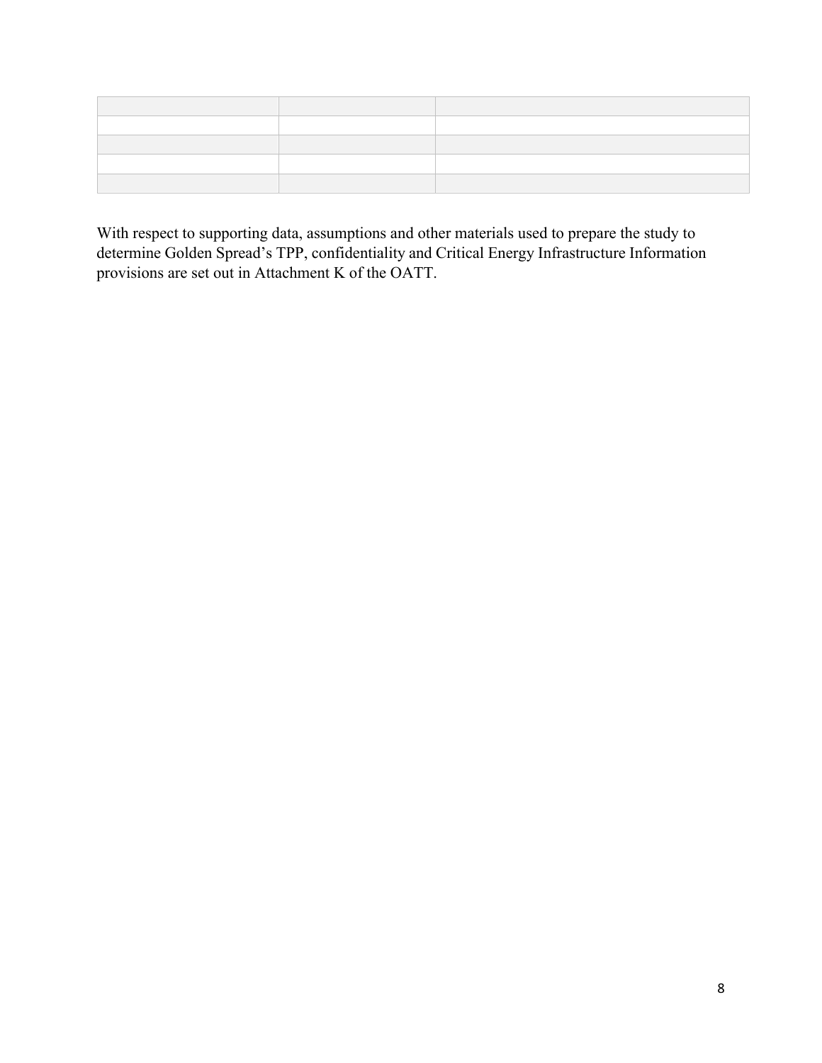| | | |
|---|---|---|
| | | |
| | | |
| | | |
| | | |

With respect to supporting data, assumptions and other materials used to prepare the study to determine Golden Spread's TPP, confidentiality and Critical Energy Infrastructure Information provisions are set out in Attachment K of the OATT.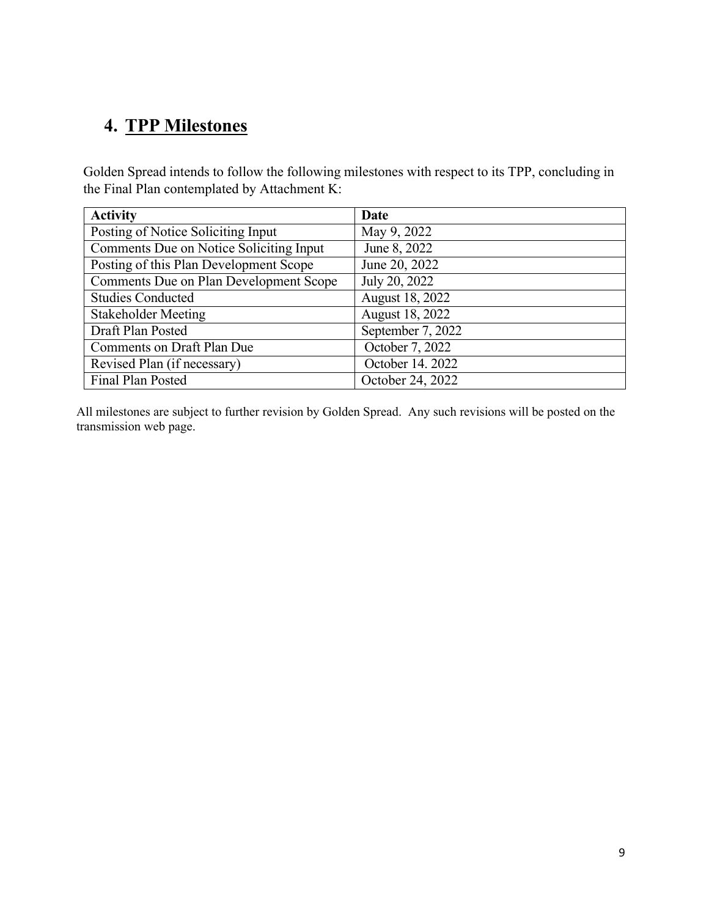## 4. TPP Milestones

Golden Spread intends to follow the following milestones with respect to its TPP, concluding in the Final Plan contemplated by Attachment K:

| Activity | Date |
|---|---|
| Posting of Notice Soliciting Input | May 9, 2022 |
| Comments Due on Notice Soliciting Input | June 8, 2022 |
| Posting of this Plan Development Scope | June 20, 2022 |
| Comments Due on Plan Development Scope | July 20, 2022 |
| Studies Conducted | August 18, 2022 |
| Stakeholder Meeting | August 18, 2022 |
| Draft Plan Posted | September 7, 2022 |
| Comments on Draft Plan Due | October 7, 2022 |
| Revised Plan (if necessary) | October 14. 2022 |
| Final Plan Posted | October 24, 2022 |

All milestones are subject to further revision by Golden Spread. Any such revisions will be posted on the transmission web page.